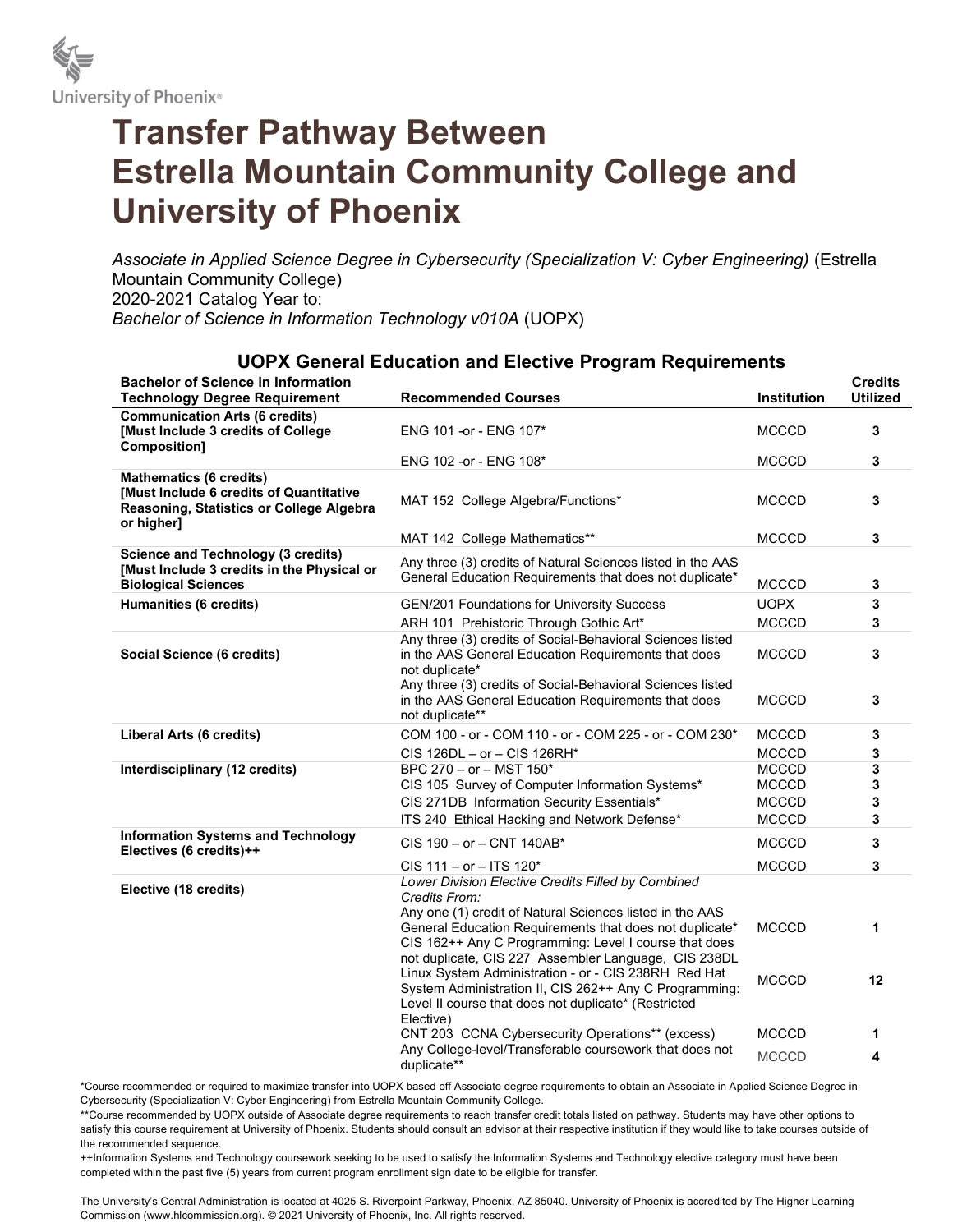University of Phoenix®

# Transfer Pathway Between Estrella Mountain Community College and University of Phoenix

*Associate in Applied Science Degree in Cybersecurity (Specialization V: Cyber Engineering)* (Estrella Mountain Community College)
2020-2021 Catalog Year to:
*Bachelor of Science in Information Technology v010A* (UOPX)

## UOPX General Education and Elective Program Requirements

| Bachelor of Science in Information Technology Degree Requirement | Recommended Courses | Institution | Credits Utilized |
|---|---|---|---|
| **Communication Arts (6 credits) [Must Include 3 credits of College Composition]** | ENG 101 -or - ENG 107* | MCCCD | 3 |
| | ENG 102 -or - ENG 108* | MCCCD | 3 |
| **Mathematics (6 credits) [Must Include 6 credits of Quantitative Reasoning, Statistics or College Algebra or higher]** | MAT 152 College Algebra/Functions* | MCCCD | 3 |
| | MAT 142 College Mathematics** | MCCCD | 3 |
| **Science and Technology (3 credits) [Must Include 3 credits in the Physical or Biological Sciences** | Any three (3) credits of Natural Sciences listed in the AAS General Education Requirements that does not duplicate* | MCCCD | 3 |
| **Humanities (6 credits)** | GEN/201 Foundations for University Success | UOPX | 3 |
| | ARH 101 Prehistoric Through Gothic Art* | MCCCD | 3 |
| **Social Science (6 credits)** | Any three (3) credits of Social-Behavioral Sciences listed in the AAS General Education Requirements that does not duplicate* | MCCCD | 3 |
| | Any three (3) credits of Social-Behavioral Sciences listed in the AAS General Education Requirements that does not duplicate** | MCCCD | 3 |
| **Liberal Arts (6 credits)** | COM 100 - or - COM 110 - or - COM 225 - or - COM 230* | MCCCD | 3 |
| | CIS 126DL – or – CIS 126RH* | MCCCD | 3 |
| **Interdisciplinary (12 credits)** | BPC 270 – or – MST 150* | MCCCD | 3 |
| | CIS 105 Survey of Computer Information Systems* | MCCCD | 3 |
| | CIS 271DB Information Security Essentials* | MCCCD | 3 |
| | ITS 240 Ethical Hacking and Network Defense* | MCCCD | 3 |
| **Information Systems and Technology Electives (6 credits)++** | CIS 190 – or – CNT 140AB* | MCCCD | 3 |
| | CIS 111 – or – ITS 120* | MCCCD | 3 |
| **Elective (18 credits)** | *Lower Division Elective Credits Filled by Combined Credits From:* Any one (1) credit of Natural Sciences listed in the AAS General Education Requirements that does not duplicate* | MCCCD | 1 |
| | CIS 162++ Any C Programming: Level I course that does not duplicate, CIS 227 Assembler Language, CIS 238DL Linux System Administration - or - CIS 238RH Red Hat System Administration II, CIS 262++ Any C Programming: Level II course that does not duplicate* (Restricted Elective) | MCCCD | 12 |
| | CNT 203 CCNA Cybersecurity Operations** (excess) | MCCCD | 1 |
| | Any College-level/Transferable coursework that does not duplicate** | MCCCD | 4 |

*Course recommended or required to maximize transfer into UOPX based off Associate degree requirements to obtain an Associate in Applied Science Degree in Cybersecurity (Specialization V: Cyber Engineering) from Estrella Mountain Community College.

**Course recommended by UOPX outside of Associate degree requirements to reach transfer credit totals listed on pathway. Students may have other options to satisfy this course requirement at University of Phoenix. Students should consult an advisor at their respective institution if they would like to take courses outside of the recommended sequence.

++Information Systems and Technology coursework seeking to be used to satisfy the Information Systems and Technology elective category must have been completed within the past five (5) years from current program enrollment sign date to be eligible for transfer.

The University's Central Administration is located at 4025 S. Riverpoint Parkway, Phoenix, AZ 85040. University of Phoenix is accredited by The Higher Learning Commission (www.hlcommission.org). © 2021 University of Phoenix, Inc. All rights reserved.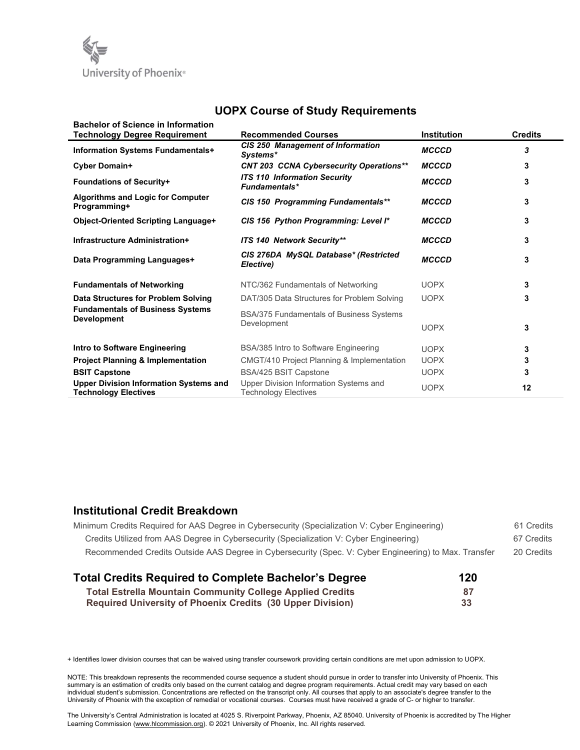University of Phoenix®

## UOPX Course of Study Requirements

| Bachelor of Science in Information Technology Degree Requirement | Recommended Courses | Institution | Credits |
|---|---|---|---|
| **Information Systems Fundamentals+** | ***CIS 250 Management of Information Systems**** | ***MCCCD*** | ***3*** |
| **Cyber Domain+** | ***CNT 203 CCNA Cybersecurity Operations***** | ***MCCCD*** | **3** |
| **Foundations of Security+** | ***ITS 110 Information Security Fundamentals**** | ***MCCCD*** | **3** |
| **Algorithms and Logic for Computer Programming+** | ***CIS 150 Programming Fundamentals***** | ***MCCCD*** | **3** |
| **Object-Oriented Scripting Language+** | ***CIS 156 Python Programming: Level I**** | ***MCCCD*** | **3** |
| **Infrastructure Administration+** | ***ITS 140 Network Security***** | ***MCCCD*** | **3** |
| **Data Programming Languages+** | ***CIS 276DA MySQL Database* (Restricted Elective)*** | ***MCCCD*** | **3** |
| **Fundamentals of Networking** | NTC/362 Fundamentals of Networking | UOPX | **3** |
| **Data Structures for Problem Solving** | DAT/305 Data Structures for Problem Solving | UOPX | **3** |
| **Fundamentals of Business Systems Development** | BSA/375 Fundamentals of Business Systems Development | UOPX | **3** |
| **Intro to Software Engineering** | BSA/385 Intro to Software Engineering | UOPX | **3** |
| **Project Planning & Implementation** | CMGT/410 Project Planning & Implementation | UOPX | **3** |
| **BSIT Capstone** | BSA/425 BSIT Capstone | UOPX | **3** |
| **Upper Division Information Systems and Technology Electives** | Upper Division Information Systems and Technology Electives | UOPX | **12** |

### Institutional Credit Breakdown

| | |
|---|---|
| Minimum Credits Required for AAS Degree in Cybersecurity (Specialization V: Cyber Engineering) | 61 Credits |
| Credits Utilized from AAS Degree in Cybersecurity (Specialization V: Cyber Engineering) | 67 Credits |
| Recommended Credits Outside AAS Degree in Cybersecurity (Spec. V: Cyber Engineering) to Max. Transfer | 20 Credits |

| | |
|---|---|
| **Total Credits Required to Complete Bachelor's Degree** | **120** |
| **Total Estrella Mountain Community College Applied Credits** | **87** |
| **Required University of Phoenix Credits (30 Upper Division)** | **33** |

+ Identifies lower division courses that can be waived using transfer coursework providing certain conditions are met upon admission to UOPX.

NOTE: This breakdown represents the recommended course sequence a student should pursue in order to transfer into University of Phoenix. This summary is an estimation of credits only based on the current catalog and degree program requirements. Actual credit may vary based on each individual student's submission. Concentrations are reflected on the transcript only. All courses that apply to an associate's degree transfer to the University of Phoenix with the exception of remedial or vocational courses. Courses must have received a grade of C- or higher to transfer.

The University's Central Administration is located at 4025 S. Riverpoint Parkway, Phoenix, AZ 85040. University of Phoenix is accredited by The Higher Learning Commission (www.hlcommission.org). © 2021 University of Phoenix, Inc. All rights reserved.